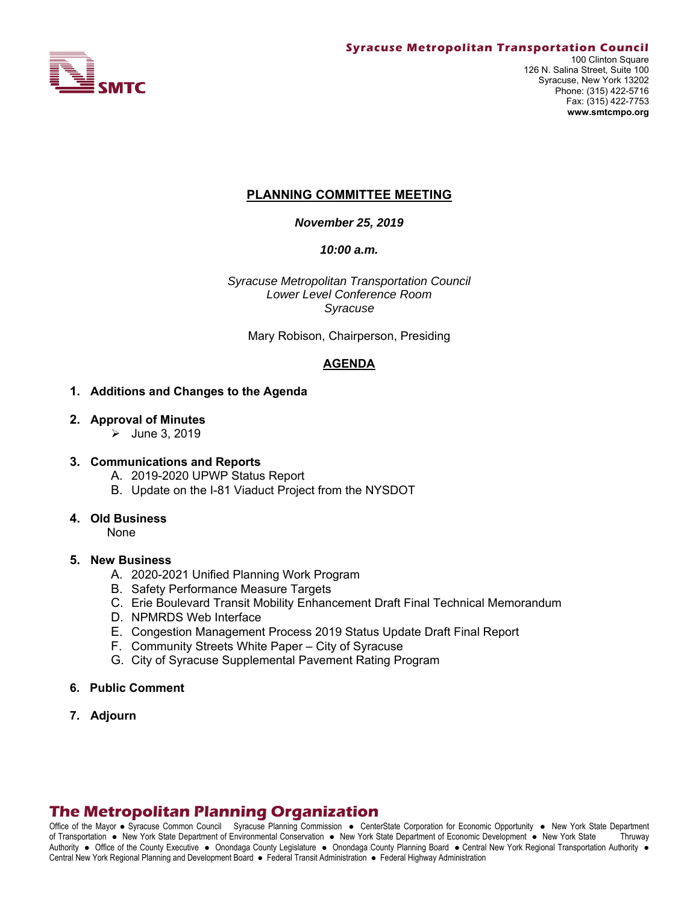**Syracuse Metropolitan Transportation Council**
100 Clinton Square
126 N. Salina Street, Suite 100
Syracuse, New York 13202
Phone: (315) 422-5716
Fax: (315) 422-7753
**www.smtcmpo.org**

## PLANNING COMMITTEE MEETING

***November 25, 2019***

***10:00 a.m.***

*Syracuse Metropolitan Transportation Council*
*Lower Level Conference Room*
*Syracuse*

Mary Robison, Chairperson, Presiding

## AGENDA

1. **Additions and Changes to the Agenda**

2. **Approval of Minutes**
   - June 3, 2019

3. **Communications and Reports**
   A. 2019-2020 UPWP Status Report
   B. Update on the I-81 Viaduct Project from the NYSDOT

4. **Old Business**
   None

5. **New Business**
   A. 2020-2021 Unified Planning Work Program
   B. Safety Performance Measure Targets
   C. Erie Boulevard Transit Mobility Enhancement Draft Final Technical Memorandum
   D. NPMRDS Web Interface
   E. Congestion Management Process 2019 Status Update Draft Final Report
   F. Community Streets White Paper – City of Syracuse
   G. City of Syracuse Supplemental Pavement Rating Program

6. **Public Comment**

7. **Adjourn**

**The Metropolitan Planning Organization**

Office of the Mayor ● Syracuse Common Council Syracuse Planning Commission ● CenterState Corporation for Economic Opportunity ● New York State Department of Transportation ● New York State Department of Environmental Conservation ● New York State Department of Economic Development ● New York State Thruway Authority ● Office of the County Executive ● Onondaga County Legislature ● Onondaga County Planning Board ● Central New York Regional Transportation Authority ● Central New York Regional Planning and Development Board ● Federal Transit Administration ● Federal Highway Administration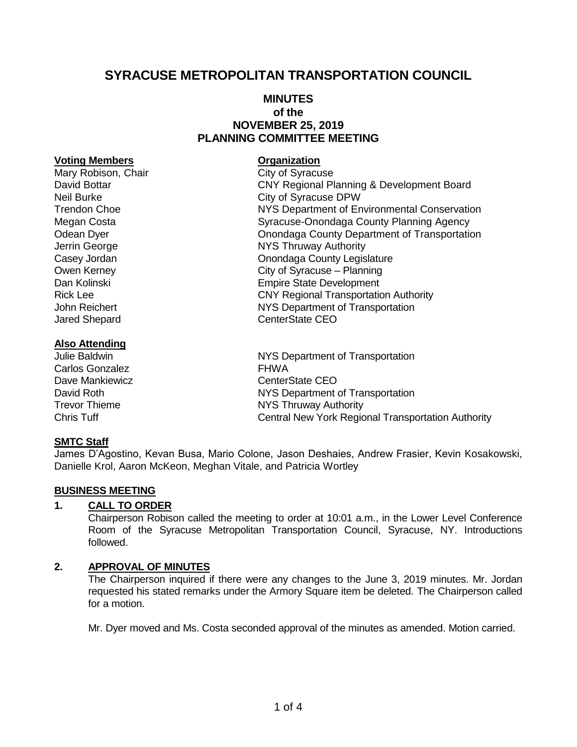# SYRACUSE METROPOLITAN TRANSPORTATION COUNCIL

## MINUTES
## of the
## NOVEMBER 25, 2019
## PLANNING COMMITTEE MEETING

| **Voting Members** | **Organization** |
|---|---|
| Mary Robison, Chair | City of Syracuse |
| David Bottar | CNY Regional Planning & Development Board |
| Neil Burke | City of Syracuse DPW |
| Trendon Choe | NYS Department of Environmental Conservation |
| Megan Costa | Syracuse-Onondaga County Planning Agency |
| Odean Dyer | Onondaga County Department of Transportation |
| Jerrin George | NYS Thruway Authority |
| Casey Jordan | Onondaga County Legislature |
| Owen Kerney | City of Syracuse – Planning |
| Dan Kolinski | Empire State Development |
| Rick Lee | CNY Regional Transportation Authority |
| John Reichert | NYS Department of Transportation |
| Jared Shepard | CenterState CEO |

| **Also Attending** | |
|---|---|
| Julie Baldwin | NYS Department of Transportation |
| Carlos Gonzalez | FHWA |
| Dave Mankiewicz | CenterState CEO |
| David Roth | NYS Department of Transportation |
| Trevor Thieme | NYS Thruway Authority |
| Chris Tuff | Central New York Regional Transportation Authority |

**SMTC Staff**

James D'Agostino, Kevan Busa, Mario Colone, Jason Deshaies, Andrew Frasier, Kevin Kosakowski, Danielle Krol, Aaron McKeon, Meghan Vitale, and Patricia Wortley

**BUSINESS MEETING**

**1. CALL TO ORDER**

Chairperson Robison called the meeting to order at 10:01 a.m., in the Lower Level Conference Room of the Syracuse Metropolitan Transportation Council, Syracuse, NY. Introductions followed.

**2. APPROVAL OF MINUTES**

The Chairperson inquired if there were any changes to the June 3, 2019 minutes. Mr. Jordan requested his stated remarks under the Armory Square item be deleted. The Chairperson called for a motion.

Mr. Dyer moved and Ms. Costa seconded approval of the minutes as amended. Motion carried.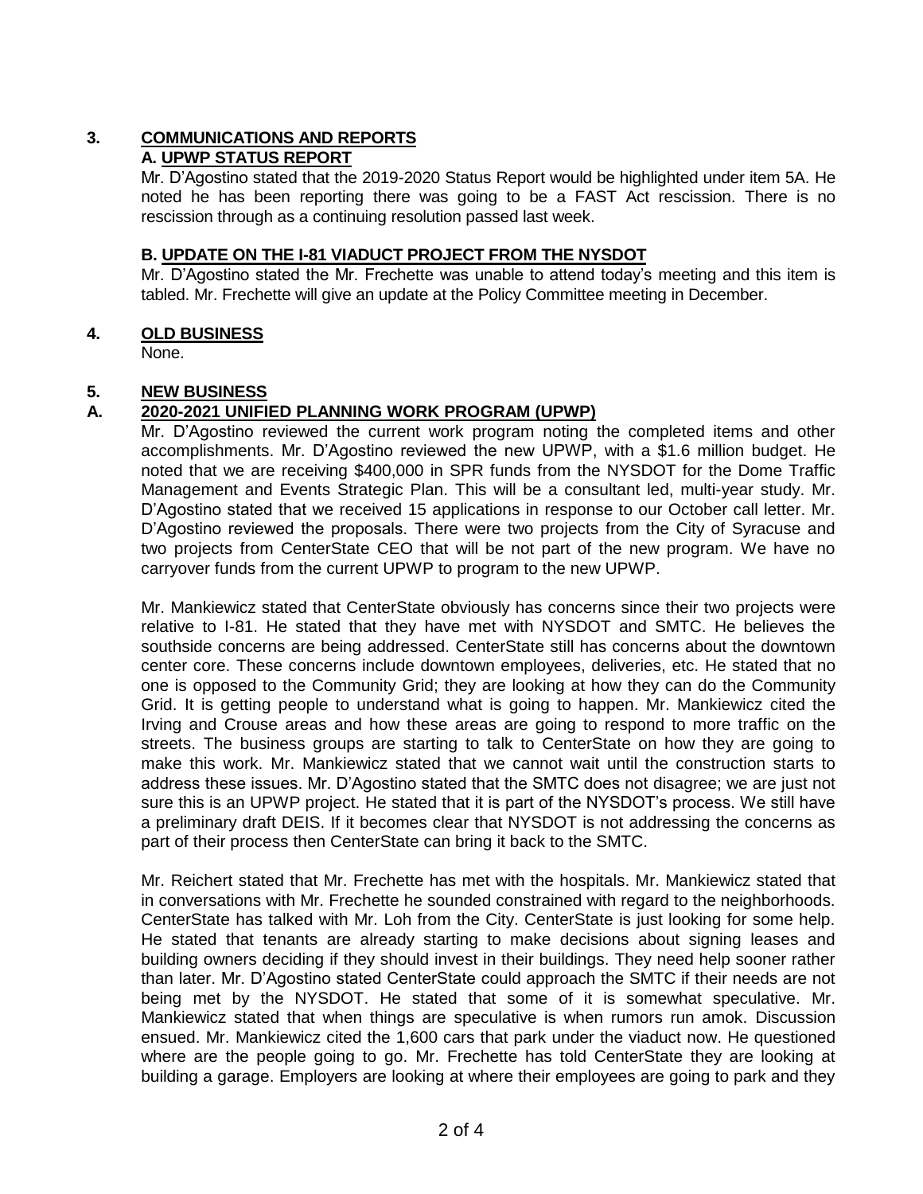## 3. COMMUNICATIONS AND REPORTS

### A. UPWP STATUS REPORT

Mr. D'Agostino stated that the 2019-2020 Status Report would be highlighted under item 5A. He noted he has been reporting there was going to be a FAST Act rescission. There is no rescission through as a continuing resolution passed last week.

### B. UPDATE ON THE I-81 VIADUCT PROJECT FROM THE NYSDOT

Mr. D'Agostino stated the Mr. Frechette was unable to attend today's meeting and this item is tabled. Mr. Frechette will give an update at the Policy Committee meeting in December.

## 4. OLD BUSINESS

None.

## 5. NEW BUSINESS

### A. 2020-2021 UNIFIED PLANNING WORK PROGRAM (UPWP)

Mr. D'Agostino reviewed the current work program noting the completed items and other accomplishments. Mr. D'Agostino reviewed the new UPWP, with a $1.6 million budget. He noted that we are receiving $400,000 in SPR funds from the NYSDOT for the Dome Traffic Management and Events Strategic Plan. This will be a consultant led, multi-year study. Mr. D'Agostino stated that we received 15 applications in response to our October call letter. Mr. D'Agostino reviewed the proposals. There were two projects from the City of Syracuse and two projects from CenterState CEO that will be not part of the new program. We have no carryover funds from the current UPWP to program to the new UPWP.

Mr. Mankiewicz stated that CenterState obviously has concerns since their two projects were relative to I-81. He stated that they have met with NYSDOT and SMTC. He believes the southside concerns are being addressed. CenterState still has concerns about the downtown center core. These concerns include downtown employees, deliveries, etc. He stated that no one is opposed to the Community Grid; they are looking at how they can do the Community Grid. It is getting people to understand what is going to happen. Mr. Mankiewicz cited the Irving and Crouse areas and how these areas are going to respond to more traffic on the streets. The business groups are starting to talk to CenterState on how they are going to make this work. Mr. Mankiewicz stated that we cannot wait until the construction starts to address these issues. Mr. D'Agostino stated that the SMTC does not disagree; we are just not sure this is an UPWP project. He stated that it is part of the NYSDOT's process. We still have a preliminary draft DEIS. If it becomes clear that NYSDOT is not addressing the concerns as part of their process then CenterState can bring it back to the SMTC.

Mr. Reichert stated that Mr. Frechette has met with the hospitals. Mr. Mankiewicz stated that in conversations with Mr. Frechette he sounded constrained with regard to the neighborhoods. CenterState has talked with Mr. Loh from the City. CenterState is just looking for some help. He stated that tenants are already starting to make decisions about signing leases and building owners deciding if they should invest in their buildings. They need help sooner rather than later. Mr. D'Agostino stated CenterState could approach the SMTC if their needs are not being met by the NYSDOT. He stated that some of it is somewhat speculative. Mr. Mankiewicz stated that when things are speculative is when rumors run amok. Discussion ensued. Mr. Mankiewicz cited the 1,600 cars that park under the viaduct now. He questioned where are the people going to go. Mr. Frechette has told CenterState they are looking at building a garage. Employers are looking at where their employees are going to park and they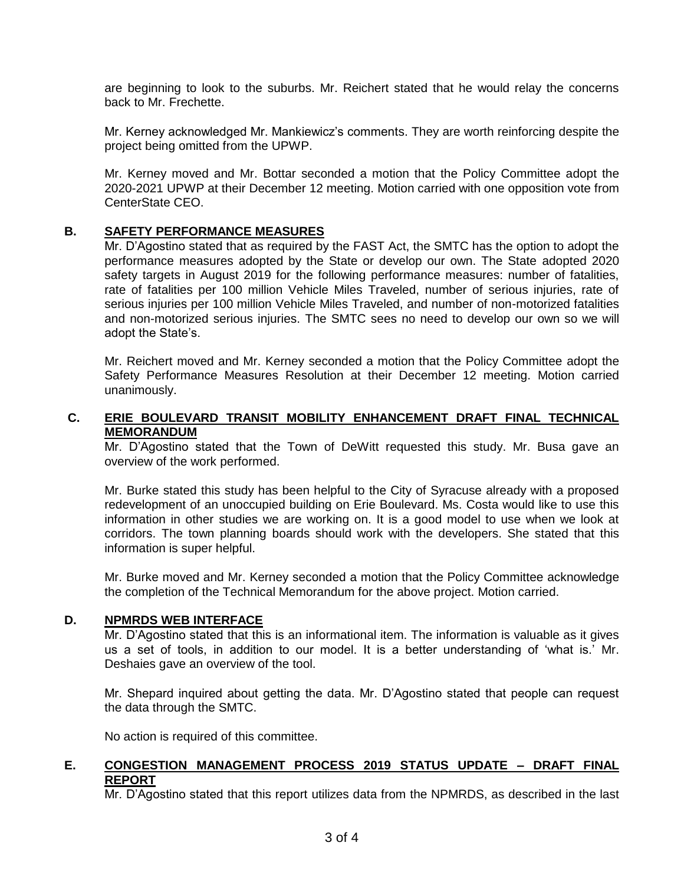are beginning to look to the suburbs. Mr. Reichert stated that he would relay the concerns back to Mr. Frechette.

Mr. Kerney acknowledged Mr. Mankiewicz's comments. They are worth reinforcing despite the project being omitted from the UPWP.

Mr. Kerney moved and Mr. Bottar seconded a motion that the Policy Committee adopt the 2020-2021 UPWP at their December 12 meeting. Motion carried with one opposition vote from CenterState CEO.

**B. SAFETY PERFORMANCE MEASURES**

Mr. D'Agostino stated that as required by the FAST Act, the SMTC has the option to adopt the performance measures adopted by the State or develop our own. The State adopted 2020 safety targets in August 2019 for the following performance measures: number of fatalities, rate of fatalities per 100 million Vehicle Miles Traveled, number of serious injuries, rate of serious injuries per 100 million Vehicle Miles Traveled, and number of non-motorized fatalities and non-motorized serious injuries. The SMTC sees no need to develop our own so we will adopt the State's.

Mr. Reichert moved and Mr. Kerney seconded a motion that the Policy Committee adopt the Safety Performance Measures Resolution at their December 12 meeting. Motion carried unanimously.

**C. ERIE BOULEVARD TRANSIT MOBILITY ENHANCEMENT DRAFT FINAL TECHNICAL MEMORANDUM**

Mr. D'Agostino stated that the Town of DeWitt requested this study. Mr. Busa gave an overview of the work performed.

Mr. Burke stated this study has been helpful to the City of Syracuse already with a proposed redevelopment of an unoccupied building on Erie Boulevard. Ms. Costa would like to use this information in other studies we are working on. It is a good model to use when we look at corridors. The town planning boards should work with the developers. She stated that this information is super helpful.

Mr. Burke moved and Mr. Kerney seconded a motion that the Policy Committee acknowledge the completion of the Technical Memorandum for the above project. Motion carried.

**D. NPMRDS WEB INTERFACE**

Mr. D'Agostino stated that this is an informational item. The information is valuable as it gives us a set of tools, in addition to our model. It is a better understanding of 'what is.' Mr. Deshaies gave an overview of the tool.

Mr. Shepard inquired about getting the data. Mr. D'Agostino stated that people can request the data through the SMTC.

No action is required of this committee.

**E. CONGESTION MANAGEMENT PROCESS 2019 STATUS UPDATE – DRAFT FINAL REPORT**

Mr. D'Agostino stated that this report utilizes data from the NPMRDS, as described in the last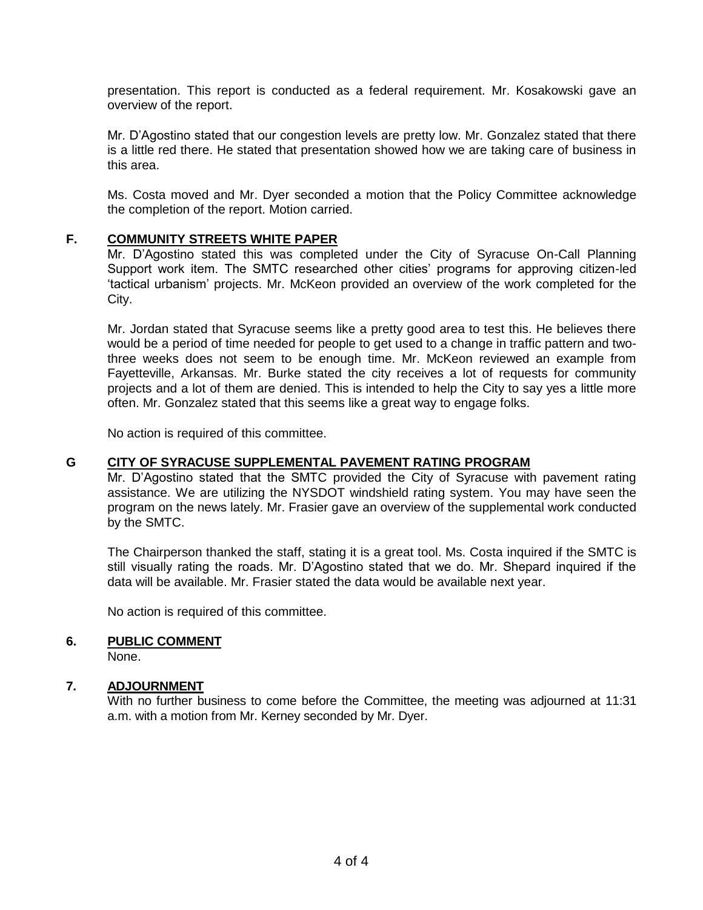presentation. This report is conducted as a federal requirement. Mr. Kosakowski gave an overview of the report.

Mr. D'Agostino stated that our congestion levels are pretty low. Mr. Gonzalez stated that there is a little red there. He stated that presentation showed how we are taking care of business in this area.

Ms. Costa moved and Mr. Dyer seconded a motion that the Policy Committee acknowledge the completion of the report. Motion carried.

### F. COMMUNITY STREETS WHITE PAPER

Mr. D'Agostino stated this was completed under the City of Syracuse On-Call Planning Support work item. The SMTC researched other cities' programs for approving citizen-led 'tactical urbanism' projects. Mr. McKeon provided an overview of the work completed for the City.

Mr. Jordan stated that Syracuse seems like a pretty good area to test this. He believes there would be a period of time needed for people to get used to a change in traffic pattern and two-three weeks does not seem to be enough time. Mr. McKeon reviewed an example from Fayetteville, Arkansas. Mr. Burke stated the city receives a lot of requests for community projects and a lot of them are denied. This is intended to help the City to say yes a little more often. Mr. Gonzalez stated that this seems like a great way to engage folks.

No action is required of this committee.

### G CITY OF SYRACUSE SUPPLEMENTAL PAVEMENT RATING PROGRAM

Mr. D'Agostino stated that the SMTC provided the City of Syracuse with pavement rating assistance. We are utilizing the NYSDOT windshield rating system. You may have seen the program on the news lately. Mr. Frasier gave an overview of the supplemental work conducted by the SMTC.

The Chairperson thanked the staff, stating it is a great tool. Ms. Costa inquired if the SMTC is still visually rating the roads. Mr. D'Agostino stated that we do. Mr. Shepard inquired if the data will be available. Mr. Frasier stated the data would be available next year.

No action is required of this committee.

## 6. PUBLIC COMMENT

None.

## 7. ADJOURNMENT

With no further business to come before the Committee, the meeting was adjourned at 11:31 a.m. with a motion from Mr. Kerney seconded by Mr. Dyer.